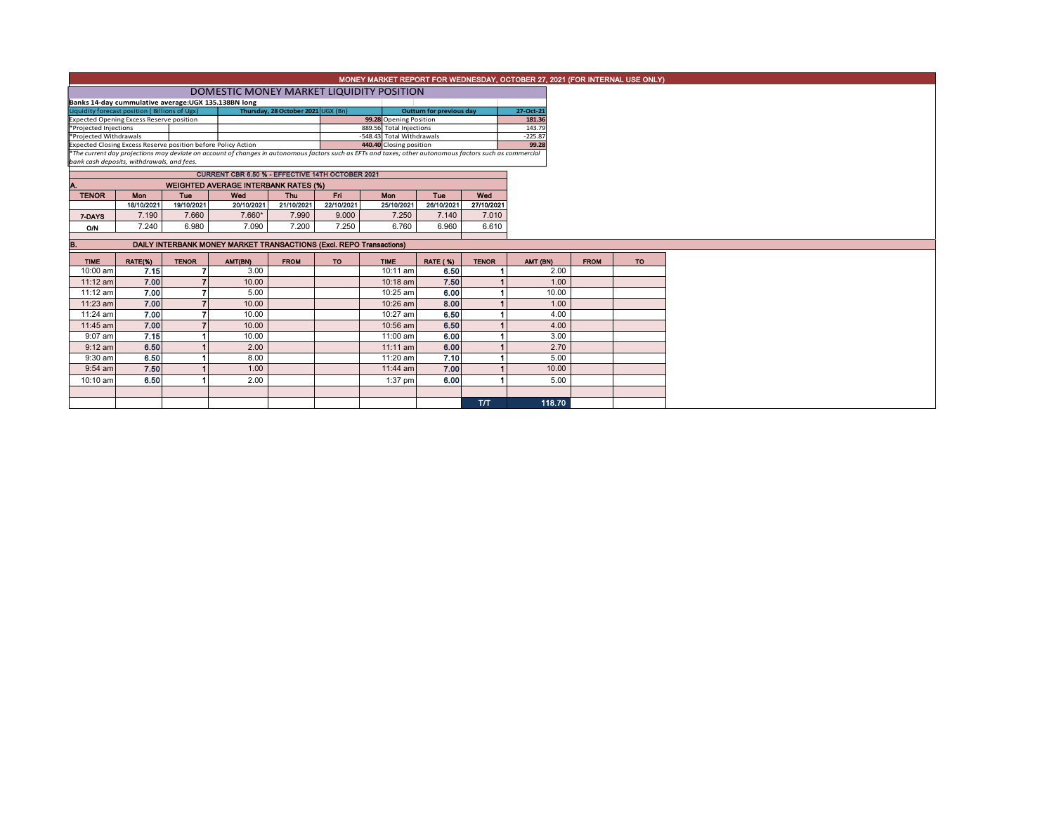# MONEY MARKET REPORT FOR WEDNESDAY, OCTOBER 27, 2021 (FOR INTERNAL USE ONLY)

## DOMESTIC MONEY MARKET LIQUIDITY POSITION

**Banks 14-day cummulative average:UGX 135.138BN long**

| Liquidity forecast position ( Billions of Ugx) | Thursday, 28 October 2021 UGX (Bn) | Outturn for previous day | 27-Oct-21 |
|---|---|---|---|
| Expected Opening Excess Reserve position | **99.28** | Opening Position | **181.36** |
| *Projected Injections | 889.56 | Total Injections | 143.79 |
| *Projected Withdrawals | -548.43 | Total Withdrawals | -225.87 |
| Expected Closing Excess Reserve position before Policy Action | **440.40** | Closing position | **99.28** |

*\*The current day projections may deviate on account of changes in autonomous factors such as EFTs and taxes; other autonomous factors such as commercial bank cash deposits, withdrawals, and fees.*

**CURRENT CBR 6.50 % - EFFECTIVE 14TH OCTOBER 2021**

### A. WEIGHTED AVERAGE INTERBANK RATES (%)

| TENOR | Mon | Tue | Wed | Thu | Fri | Mon | Tue | Wed |
|---|---|---|---|---|---|---|---|---|
| | 18/10/2021 | 19/10/2021 | 20/10/2021 | 21/10/2021 | 22/10/2021 | 25/10/2021 | 26/10/2021 | 27/10/2021 |
| 7-DAYS | 7.190 | 7.660 | 7.660* | 7.990 | 9.000 | 7.250 | 7.140 | 7.010 |
| O/N | 7.240 | 6.980 | 7.090 | 7.200 | 7.250 | 6.760 | 6.960 | 6.610 |

### B. DAILY INTERBANK MONEY MARKET TRANSACTIONS (Excl. REPO Transactions)

| TIME | RATE(%) | TENOR | AMT(BN) | FROM | TO | TIME | RATE ( %) | TENOR | AMT (BN) | FROM | TO |
|---|---|---|---|---|---|---|---|---|---|---|---|
| 10:00 am | **7.15** | 7 | 3.00 | | | 10:11 am | **6.50** | 1 | 2.00 | | |
| 11:12 am | **7.00** | 7 | 10.00 | | | 10:18 am | **7.50** | 1 | 1.00 | | |
| 11:12 am | **7.00** | 7 | 5.00 | | | 10:25 am | **6.00** | 1 | 10.00 | | |
| 11:23 am | **7.00** | 7 | 10.00 | | | 10:26 am | **8.00** | 1 | 1.00 | | |
| 11:24 am | **7.00** | 7 | 10.00 | | | 10:27 am | **6.50** | 1 | 4.00 | | |
| 11:45 am | **7.00** | 7 | 10.00 | | | 10:56 am | **6.50** | 1 | 4.00 | | |
| 9:07 am | **7.15** | 1 | 10.00 | | | 11:00 am | **6.00** | 1 | 3.00 | | |
| 9:12 am | **6.50** | 1 | 2.00 | | | 11:11 am | **6.00** | 1 | 2.70 | | |
| 9:30 am | **6.50** | 1 | 8.00 | | | 11:20 am | **7.10** | 1 | 5.00 | | |
| 9:54 am | **7.50** | 1 | 1.00 | | | 11:44 am | **7.00** | 1 | 10.00 | | |
| 10:10 am | **6.50** | 1 | 2.00 | | | 1:37 pm | **6.00** | 1 | 5.00 | | |
| | | | | | | | | | | | |
| | | | | | | | | T/T | 118.70 | | |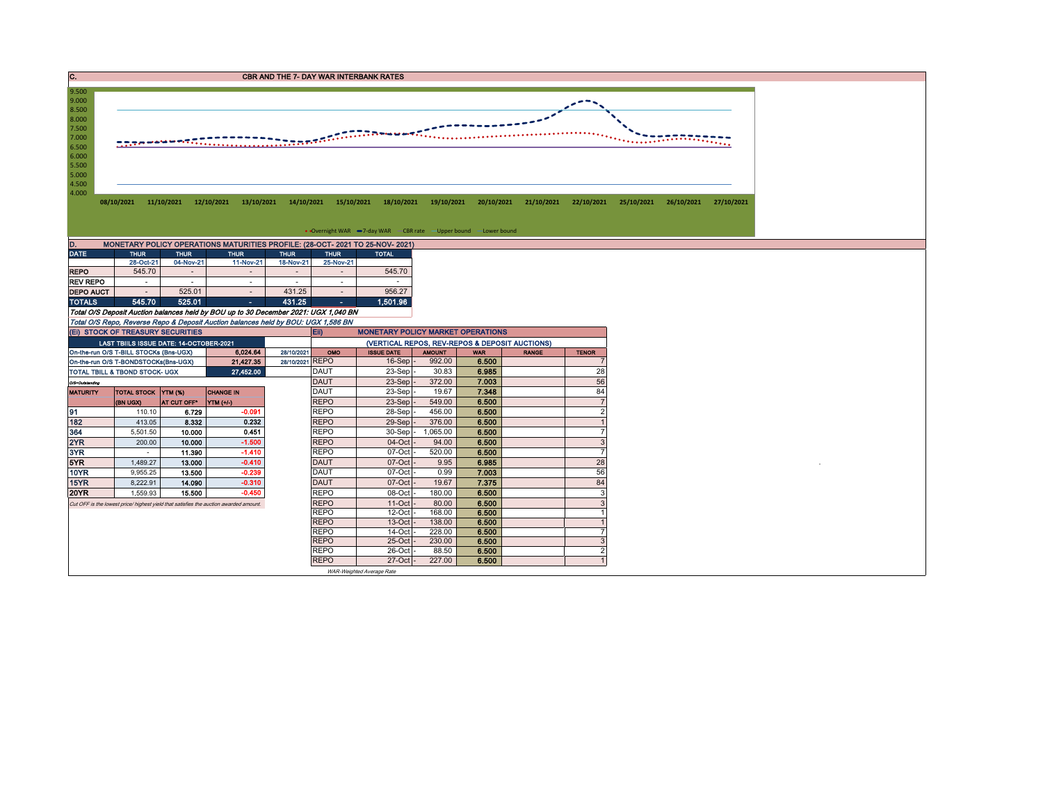## C. CBR AND THE 7- DAY WAR INTERBANK RATES

Y-axis: 4.000 – 9.500

X-axis: 08/10/2021, 11/10/2021, 12/10/2021, 13/10/2021, 14/10/2021, 15/10/2021, 18/10/2021, 19/10/2021, 20/10/2021, 21/10/2021, 22/10/2021, 25/10/2021, 26/10/2021, 27/10/2021

Legend: Overnight WAR, 7-day WAR, CBR rate, Upper bound, Lower bound

## D. MONETARY POLICY OPERATIONS MATURITIES PROFILE: (28-OCT- 2021 TO 25-NOV- 2021)

| DATE | THUR | THUR | THUR | THUR | THUR | TOTAL |
|---|---|---|---|---|---|---|
| | 28-Oct-21 | 04-Nov-21 | 11-Nov-21 | 18-Nov-21 | 25-Nov-21 | |
| REPO | 545.70 | - | - | - | - | 545.70 |
| REV REPO | - | - | - | - | - | - |
| DEPO AUCT | - | 525.01 | - | 431.25 | - | 956.27 |
| TOTALS | 545.70 | 525.01 | - | 431.25 | - | 1,501.96 |

*Total O/S Deposit Auction balances held by BOU up to 30 December 2021: UGX 1,040 BN*

*Total O/S Repo, Reverse Repo & Deposit Auction balances held by BOU: UGX 1,586 BN*

## (Ei) STOCK OF TREASURY SECURITIES

| LAST TBIILS ISSUE DATE: 14-OCTOBER-2021 | | |
|---|---|---|
| On-the-run O/S T-BILL STOCKs (Bns-UGX) | 6,024.64 | 28/10/2021 |
| On-the-run O/S T-BONDSTOCKs(Bns-UGX) | 21,427.35 | 28/10/2021 |
| TOTAL TBILL & TBOND STOCK- UGX | 27,452.00 | |

O/S=Outstanding

| MATURITY | TOTAL STOCK (BN UGX) | YTM (%) AT CUT OFF* | CHANGE IN YTM (+/-) |
|---|---|---|---|
| 91 | 110.10 | 6.729 | -0.091 |
| 182 | 413.05 | 8.332 | 0.232 |
| 364 | 5,501.50 | 10.000 | 0.451 |
| 2YR | 200.00 | 10.000 | -1.500 |
| 3YR | - | 11.390 | -1.410 |
| 5YR | 1,489.27 | 13.000 | -0.410 |
| 10YR | 9,955.25 | 13.500 | -0.239 |
| 15YR | 8,222.91 | 14.090 | -0.310 |
| 20YR | 1,559.93 | 15.500 | -0.450 |

*Cut OFF is the lowest price/ highest yield that satisfies the auction awarded amount.*

## Eii) MONETARY POLICY MARKET OPERATIONS

(VERTICAL REPOS, REV-REPOS & DEPOSIT AUCTIONS)

| OMO | ISSUE DATE | AMOUNT | WAR | RANGE | TENOR |
|---|---|---|---|---|---|
| REPO | 16-Sep - | 992.00 | 6.500 | | 7 |
| DAUT | 23-Sep - | 30.83 | 6.985 | | 28 |
| DAUT | 23-Sep - | 372.00 | 7.003 | | 56 |
| DAUT | 23-Sep - | 19.67 | 7.348 | | 84 |
| REPO | 23-Sep - | 549.00 | 6.500 | | 7 |
| REPO | 28-Sep - | 456.00 | 6.500 | | 2 |
| REPO | 29-Sep - | 376.00 | 6.500 | | 1 |
| REPO | 30-Sep - | 1,065.00 | 6.500 | | 7 |
| REPO | 04-Oct - | 94.00 | 6.500 | | 3 |
| REPO | 07-Oct - | 520.00 | 6.500 | | 7 |
| DAUT | 07-Oct - | 9.95 | 6.985 | | 28 |
| DAUT | 07-Oct - | 0.99 | 7.003 | | 56 |
| DAUT | 07-Oct - | 19.67 | 7.375 | | 84 |
| REPO | 08-Oct - | 180.00 | 6.500 | | 3 |
| REPO | 11-Oct - | 80.00 | 6.500 | | 3 |
| REPO | 12-Oct - | 168.00 | 6.500 | | 1 |
| REPO | 13-Oct - | 138.00 | 6.500 | | 1 |
| REPO | 14-Oct - | 228.00 | 6.500 | | 7 |
| REPO | 25-Oct - | 230.00 | 6.500 | | 3 |
| REPO | 26-Oct - | 88.50 | 6.500 | | 2 |
| REPO | 27-Oct - | 227.00 | 6.500 | | 1 |

*WAR-Weighted Average Rate*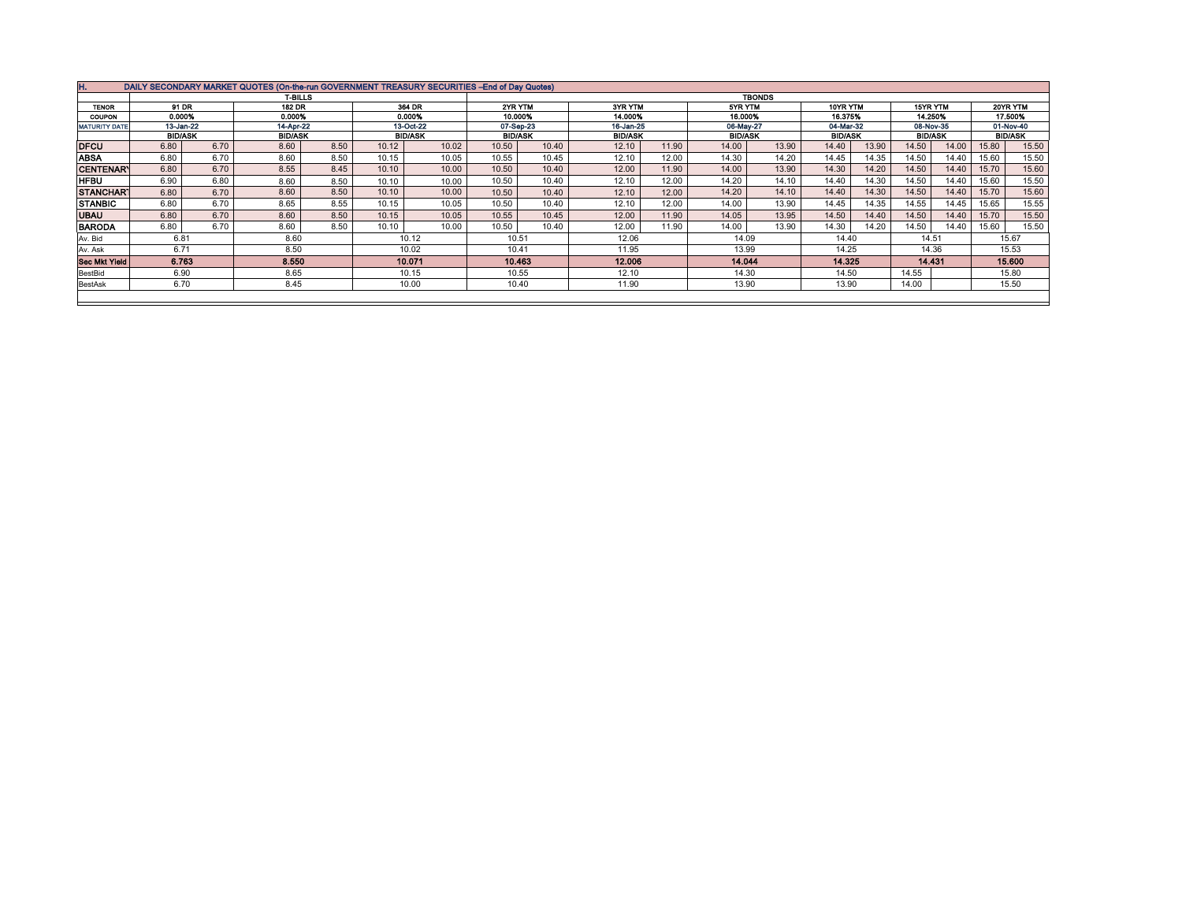| H. | DAILY SECONDARY MARKET QUOTES (On-the-run GOVERNMENT TREASURY SECURITIES –End of Day Quotes) | | | | | | | | | | | | | | | | | |
|---|---|---|---|---|---|---|---|---|---|---|---|---|---|---|---|---|---|---|
| | T-BILLS | | | | | | TBONDS | | | | | | | | | | | |
| TENOR | 91 DR | | 182 DR | | 364 DR | | 2YR YTM | | 3YR YTM | | 5YR YTM | | 10YR YTM | | 15YR YTM | | 20YR YTM | |
| COUPON | 0.000% | | 0.000% | | 0.000% | | 10.000% | | 14.000% | | 16.000% | | 16.375% | | 14.250% | | 17.500% | |
| MATURITY DATE | 13-Jan-22 | | 14-Apr-22 | | 13-Oct-22 | | 07-Sep-23 | | 16-Jan-25 | | 06-May-27 | | 04-Mar-32 | | 08-Nov-35 | | 01-Nov-40 | |
| | BID/ASK | | BID/ASK | | BID/ASK | | BID/ASK | | BID/ASK | | BID/ASK | | BID/ASK | | BID/ASK | | BID/ASK | |
| DFCU | 6.80 | 6.70 | 8.60 | 8.50 | 10.12 | 10.02 | 10.50 | 10.40 | 12.10 | 11.90 | 14.00 | 13.90 | 14.40 | 13.90 | 14.50 | 14.00 | 15.80 | 15.50 |
| ABSA | 6.80 | 6.70 | 8.60 | 8.50 | 10.15 | 10.05 | 10.55 | 10.45 | 12.10 | 12.00 | 14.30 | 14.20 | 14.45 | 14.35 | 14.50 | 14.40 | 15.60 | 15.50 |
| CENTENARY | 6.80 | 6.70 | 8.55 | 8.45 | 10.10 | 10.00 | 10.50 | 10.40 | 12.00 | 11.90 | 14.00 | 13.90 | 14.30 | 14.20 | 14.50 | 14.40 | 15.70 | 15.60 |
| HFBU | 6.90 | 6.80 | 8.60 | 8.50 | 10.10 | 10.00 | 10.50 | 10.40 | 12.10 | 12.00 | 14.20 | 14.10 | 14.40 | 14.30 | 14.50 | 14.40 | 15.60 | 15.50 |
| STANCHART | 6.80 | 6.70 | 8.60 | 8.50 | 10.10 | 10.00 | 10.50 | 10.40 | 12.10 | 12.00 | 14.20 | 14.10 | 14.40 | 14.30 | 14.50 | 14.40 | 15.70 | 15.60 |
| STANBIC | 6.80 | 6.70 | 8.65 | 8.55 | 10.15 | 10.05 | 10.50 | 10.40 | 12.10 | 12.00 | 14.00 | 13.90 | 14.45 | 14.35 | 14.55 | 14.45 | 15.65 | 15.55 |
| UBAU | 6.80 | 6.70 | 8.60 | 8.50 | 10.15 | 10.05 | 10.55 | 10.45 | 12.00 | 11.90 | 14.05 | 13.95 | 14.50 | 14.40 | 14.50 | 14.40 | 15.70 | 15.50 |
| BARODA | 6.80 | 6.70 | 8.60 | 8.50 | 10.10 | 10.00 | 10.50 | 10.40 | 12.00 | 11.90 | 14.00 | 13.90 | 14.30 | 14.20 | 14.50 | 14.40 | 15.60 | 15.50 |
| Av. Bid | 6.81 | | 8.60 | | 10.12 | | 10.51 | | 12.06 | | 14.09 | | 14.40 | | 14.51 | | 15.67 | |
| Av. Ask | 6.71 | | 8.50 | | 10.02 | | 10.41 | | 11.95 | | 13.99 | | 14.25 | | 14.36 | | 15.53 | |
| **Sec Mkt Yield** | **6.763** | | **8.550** | | **10.071** | | **10.463** | | **12.006** | | **14.044** | | **14.325** | | **14.431** | | **15.600** | |
| BestBid | 6.90 | | 8.65 | | 10.15 | | 10.55 | | 12.10 | | 14.30 | | 14.50 | | 14.55 | | 15.80 | |
| BestAsk | 6.70 | | 8.45 | | 10.00 | | 10.40 | | 11.90 | | 13.90 | | 13.90 | | 14.00 | | 15.50 | |